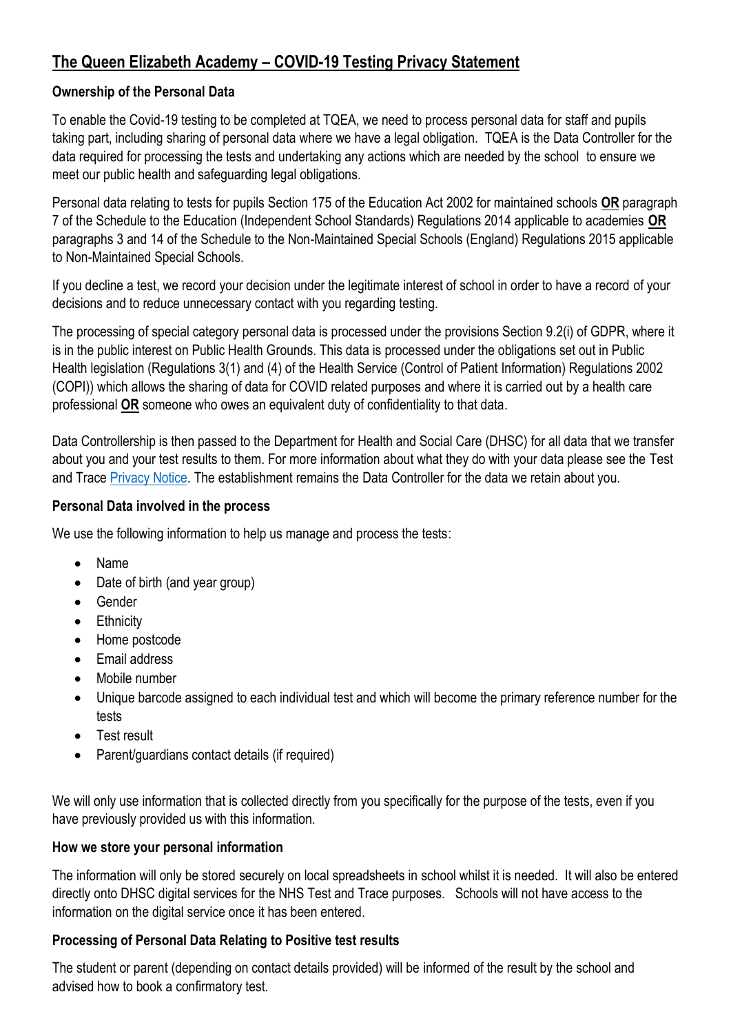# The Queen Elizabeth Academy – COVID-19 Testing Privacy Statement

### Ownership of the Personal Data

To enable the Covid-19 testing to be completed at TQEA, we need to process personal data for staff and pupils taking part, including sharing of personal data where we have a legal obligation. TQEA is the Data Controller for the data required for processing the tests and undertaking any actions which are needed by the school to ensure we meet our public health and safeguarding legal obligations.

Personal data relating to tests for pupils Section 175 of the Education Act 2002 for maintained schools **OR** paragraph 7 of the Schedule to the Education (Independent School Standards) Regulations 2014 applicable to academies **OR** paragraphs 3 and 14 of the Schedule to the Non-Maintained Special Schools (England) Regulations 2015 applicable to Non-Maintained Special Schools.

If you decline a test, we record your decision under the legitimate interest of school in order to have a record of your decisions and to reduce unnecessary contact with you regarding testing.

The processing of special category personal data is processed under the provisions Section 9.2(i) of GDPR, where it is in the public interest on Public Health Grounds. This data is processed under the obligations set out in Public Health legislation (Regulations 3(1) and (4) of the Health Service (Control of Patient Information) Regulations 2002 (COPI)) which allows the sharing of data for COVID related purposes and where it is carried out by a health care professional **OR** someone who owes an equivalent duty of confidentiality to that data.

Data Controllership is then passed to the Department for Health and Social Care (DHSC) for all data that we transfer about you and your test results to them. For more information about what they do with your data please see the Test and Trace Privacy Notice. The establishment remains the Data Controller for the data we retain about you.

### Personal Data involved in the process

We use the following information to help us manage and process the tests:

- Name
- Date of birth (and year group)
- Gender
- Ethnicity
- Home postcode
- Email address
- Mobile number
- Unique barcode assigned to each individual test and which will become the primary reference number for the tests
- Test result
- Parent/guardians contact details (if required)

We will only use information that is collected directly from you specifically for the purpose of the tests, even if you have previously provided us with this information.

### How we store your personal information

The information will only be stored securely on local spreadsheets in school whilst it is needed. It will also be entered directly onto DHSC digital services for the NHS Test and Trace purposes. Schools will not have access to the information on the digital service once it has been entered.

### Processing of Personal Data Relating to Positive test results

The student or parent (depending on contact details provided) will be informed of the result by the school and advised how to book a confirmatory test.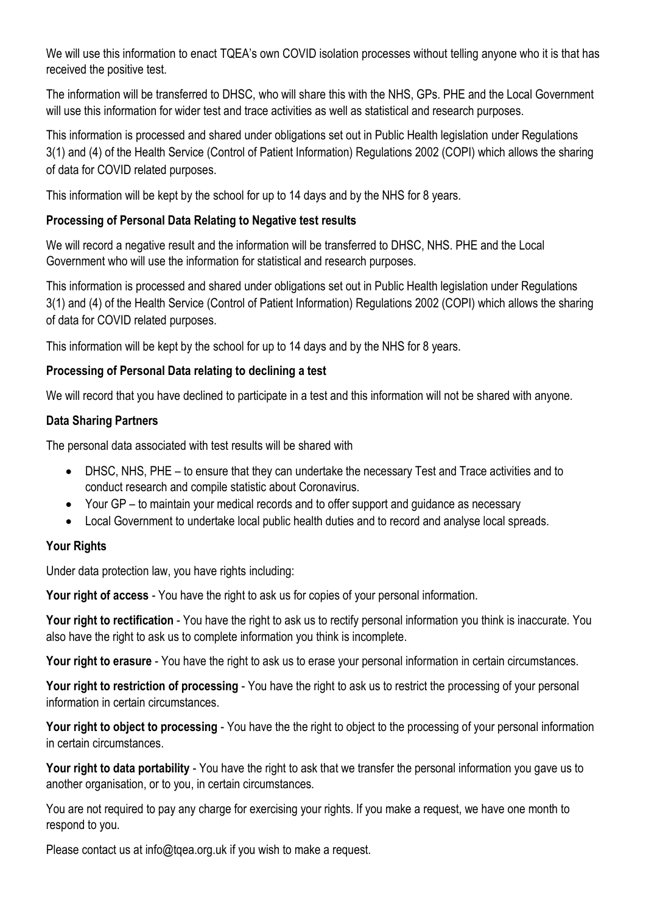We will use this information to enact TQEA's own COVID isolation processes without telling anyone who it is that has received the positive test.

The information will be transferred to DHSC, who will share this with the NHS, GPs. PHE and the Local Government will use this information for wider test and trace activities as well as statistical and research purposes.

This information is processed and shared under obligations set out in Public Health legislation under Regulations 3(1) and (4) of the Health Service (Control of Patient Information) Regulations 2002 (COPI) which allows the sharing of data for COVID related purposes.

This information will be kept by the school for up to 14 days and by the NHS for 8 years.

**Processing of Personal Data Relating to Negative test results**

We will record a negative result and the information will be transferred to DHSC, NHS. PHE and the Local Government who will use the information for statistical and research purposes.

This information is processed and shared under obligations set out in Public Health legislation under Regulations 3(1) and (4) of the Health Service (Control of Patient Information) Regulations 2002 (COPI) which allows the sharing of data for COVID related purposes.

This information will be kept by the school for up to 14 days and by the NHS for 8 years.

**Processing of Personal Data relating to declining a test**

We will record that you have declined to participate in a test and this information will not be shared with anyone.

**Data Sharing Partners**

The personal data associated with test results will be shared with

- DHSC, NHS, PHE – to ensure that they can undertake the necessary Test and Trace activities and to conduct research and compile statistic about Coronavirus.
- Your GP – to maintain your medical records and to offer support and guidance as necessary
- Local Government to undertake local public health duties and to record and analyse local spreads.

**Your Rights**

Under data protection law, you have rights including:

**Your right of access** - You have the right to ask us for copies of your personal information.

**Your right to rectification** - You have the right to ask us to rectify personal information you think is inaccurate. You also have the right to ask us to complete information you think is incomplete.

**Your right to erasure** - You have the right to ask us to erase your personal information in certain circumstances.

**Your right to restriction of processing** - You have the right to ask us to restrict the processing of your personal information in certain circumstances.

**Your right to object to processing** - You have the the right to object to the processing of your personal information in certain circumstances.

**Your right to data portability** - You have the right to ask that we transfer the personal information you gave us to another organisation, or to you, in certain circumstances.

You are not required to pay any charge for exercising your rights. If you make a request, we have one month to respond to you.

Please contact us at info@tqea.org.uk if you wish to make a request.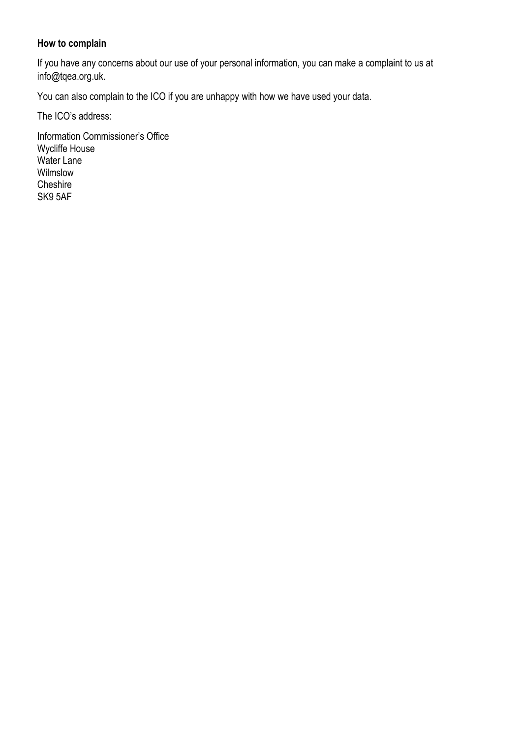**How to complain**

If you have any concerns about our use of your personal information, you can make a complaint to us at info@tqea.org.uk.

You can also complain to the ICO if you are unhappy with how we have used your data.

The ICO's address:

Information Commissioner's Office
Wycliffe House
Water Lane
Wilmslow
Cheshire
SK9 5AF